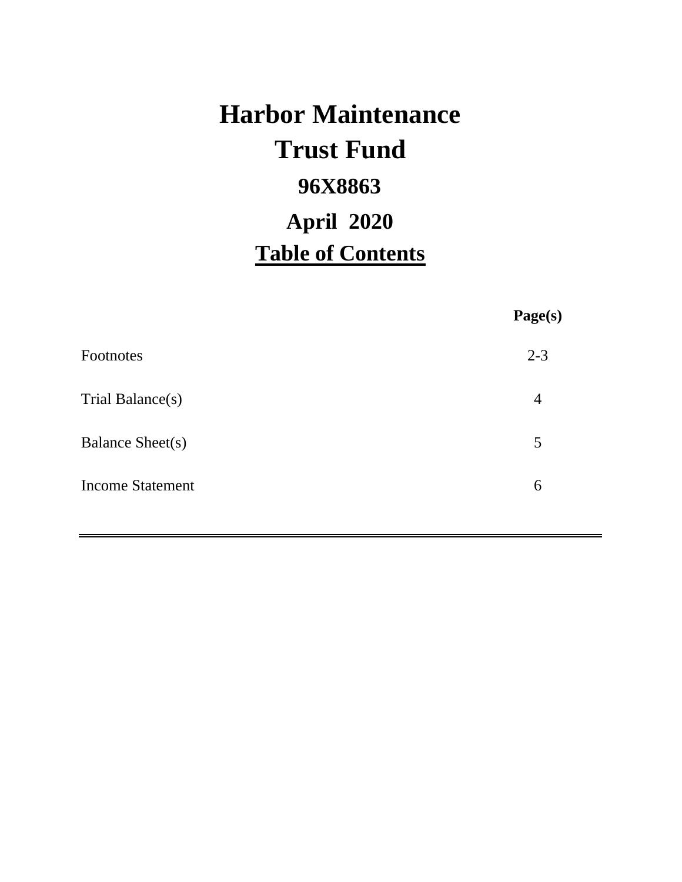# Harbor Maintenance Trust Fund

## 96X8863

## April 2020

## Table of Contents

| | Page(s) |
|---|---|
| Footnotes | 2-3 |
| Trial Balance(s) | 4 |
| Balance Sheet(s) | 5 |
| Income Statement | 6 |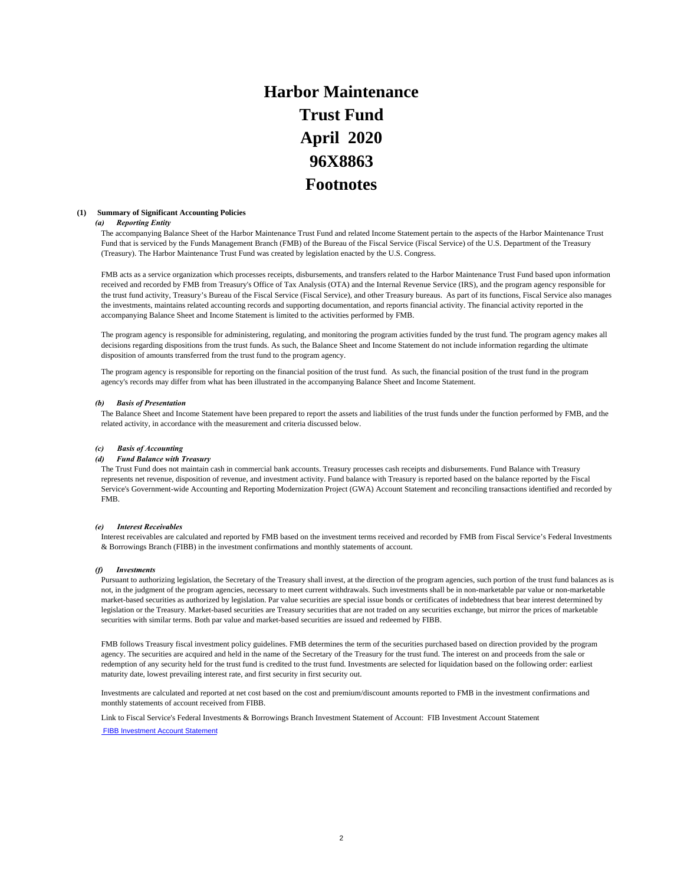# Harbor Maintenance Trust Fund April 2020 96X8863 Footnotes

**(1) Summary of Significant Accounting Policies**

***(a) Reporting Entity***

The accompanying Balance Sheet of the Harbor Maintenance Trust Fund and related Income Statement pertain to the aspects of the Harbor Maintenance Trust Fund that is serviced by the Funds Management Branch (FMB) of the Bureau of the Fiscal Service (Fiscal Service) of the U.S. Department of the Treasury (Treasury). The Harbor Maintenance Trust Fund was created by legislation enacted by the U.S. Congress.

FMB acts as a service organization which processes receipts, disbursements, and transfers related to the Harbor Maintenance Trust Fund based upon information received and recorded by FMB from Treasury's Office of Tax Analysis (OTA) and the Internal Revenue Service (IRS), and the program agency responsible for the trust fund activity, Treasury's Bureau of the Fiscal Service (Fiscal Service), and other Treasury bureaus. As part of its functions, Fiscal Service also manages the investments, maintains related accounting records and supporting documentation, and reports financial activity. The financial activity reported in the accompanying Balance Sheet and Income Statement is limited to the activities performed by FMB.

The program agency is responsible for administering, regulating, and monitoring the program activities funded by the trust fund. The program agency makes all decisions regarding dispositions from the trust funds. As such, the Balance Sheet and Income Statement do not include information regarding the ultimate disposition of amounts transferred from the trust fund to the program agency.

The program agency is responsible for reporting on the financial position of the trust fund. As such, the financial position of the trust fund in the program agency's records may differ from what has been illustrated in the accompanying Balance Sheet and Income Statement.

***(b) Basis of Presentation***

The Balance Sheet and Income Statement have been prepared to report the assets and liabilities of the trust funds under the function performed by FMB, and the related activity, in accordance with the measurement and criteria discussed below.

***(c) Basis of Accounting***

***(d) Fund Balance with Treasury***

The Trust Fund does not maintain cash in commercial bank accounts. Treasury processes cash receipts and disbursements. Fund Balance with Treasury represents net revenue, disposition of revenue, and investment activity. Fund balance with Treasury is reported based on the balance reported by the Fiscal Service's Government-wide Accounting and Reporting Modernization Project (GWA) Account Statement and reconciling transactions identified and recorded by FMB.

***(e) Interest Receivables***

Interest receivables are calculated and reported by FMB based on the investment terms received and recorded by FMB from Fiscal Service's Federal Investments & Borrowings Branch (FIBB) in the investment confirmations and monthly statements of account.

***(f) Investments***

Pursuant to authorizing legislation, the Secretary of the Treasury shall invest, at the direction of the program agencies, such portion of the trust fund balances as is not, in the judgment of the program agencies, necessary to meet current withdrawals. Such investments shall be in non-marketable par value or non-marketable market-based securities as authorized by legislation. Par value securities are special issue bonds or certificates of indebtedness that bear interest determined by legislation or the Treasury. Market-based securities are Treasury securities that are not traded on any securities exchange, but mirror the prices of marketable securities with similar terms. Both par value and market-based securities are issued and redeemed by FIBB.

FMB follows Treasury fiscal investment policy guidelines. FMB determines the term of the securities purchased based on direction provided by the program agency. The securities are acquired and held in the name of the Secretary of the Treasury for the trust fund. The interest on and proceeds from the sale or redemption of any security held for the trust fund is credited to the trust fund. Investments are selected for liquidation based on the following order: earliest maturity date, lowest prevailing interest rate, and first security in first security out.

Investments are calculated and reported at net cost based on the cost and premium/discount amounts reported to FMB in the investment confirmations and monthly statements of account received from FIBB.

Link to Fiscal Service's Federal Investments & Borrowings Branch Investment Statement of Account: FIB Investment Account Statement

FIBB Investment Account Statement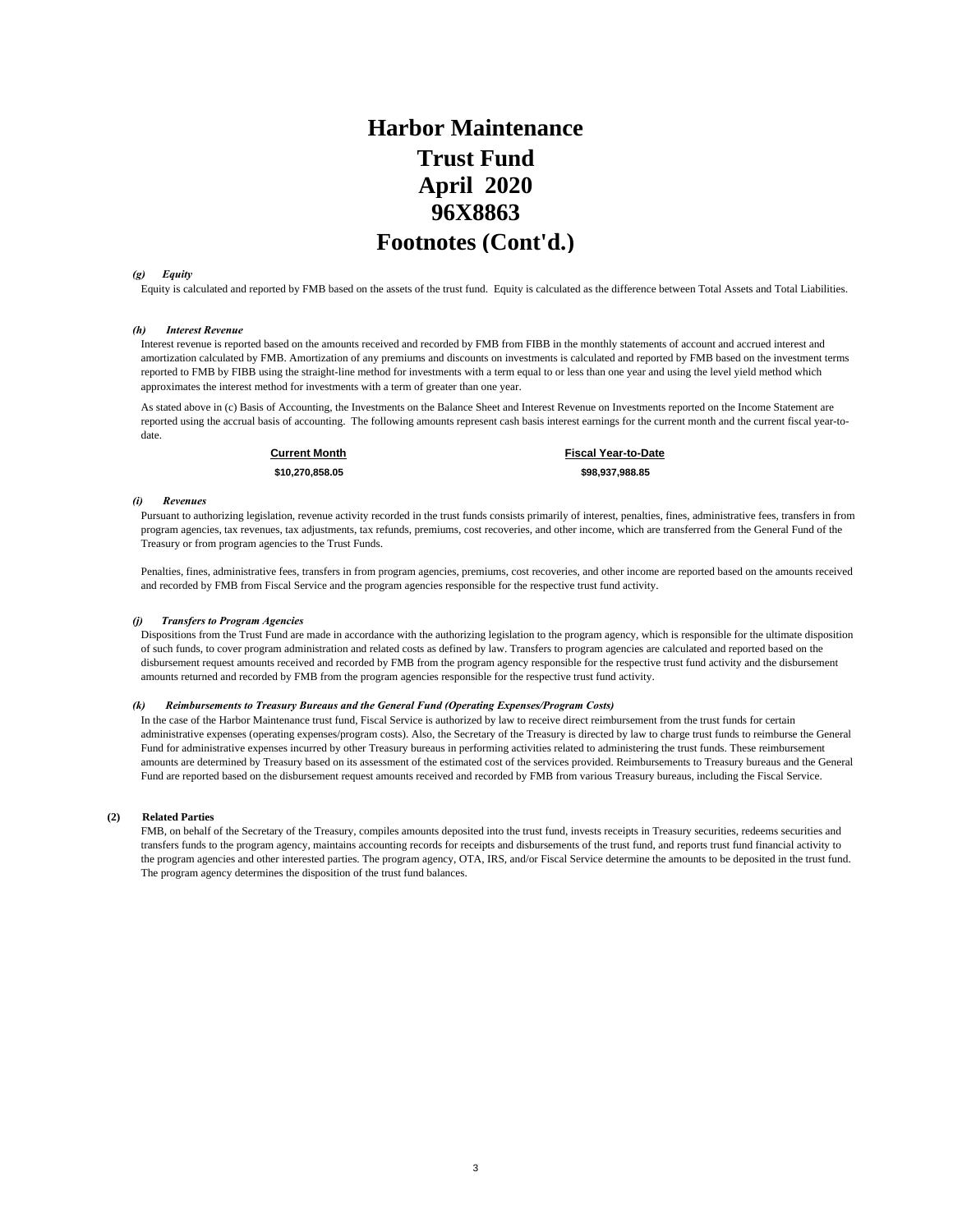# Harbor Maintenance
# Trust Fund
# April 2020
# 96X8863
# Footnotes (Cont'd.)

***(g) Equity***

Equity is calculated and reported by FMB based on the assets of the trust fund. Equity is calculated as the difference between Total Assets and Total Liabilities.

***(h) Interest Revenue***

Interest revenue is reported based on the amounts received and recorded by FMB from FIBB in the monthly statements of account and accrued interest and amortization calculated by FMB. Amortization of any premiums and discounts on investments is calculated and reported by FMB based on the investment terms reported to FMB by FIBB using the straight-line method for investments with a term equal to or less than one year and using the level yield method which approximates the interest method for investments with a term of greater than one year.

As stated above in (c) Basis of Accounting, the Investments on the Balance Sheet and Interest Revenue on Investments reported on the Income Statement are reported using the accrual basis of accounting. The following amounts represent cash basis interest earnings for the current month and the current fiscal year-to-date.

| Current Month | Fiscal Year-to-Date |
|---|---|
| $10,270,858.05 | $98,937,988.85 |

***(i) Revenues***

Pursuant to authorizing legislation, revenue activity recorded in the trust funds consists primarily of interest, penalties, fines, administrative fees, transfers in from program agencies, tax revenues, tax adjustments, tax refunds, premiums, cost recoveries, and other income, which are transferred from the General Fund of the Treasury or from program agencies to the Trust Funds.

Penalties, fines, administrative fees, transfers in from program agencies, premiums, cost recoveries, and other income are reported based on the amounts received and recorded by FMB from Fiscal Service and the program agencies responsible for the respective trust fund activity.

***(j) Transfers to Program Agencies***

Dispositions from the Trust Fund are made in accordance with the authorizing legislation to the program agency, which is responsible for the ultimate disposition of such funds, to cover program administration and related costs as defined by law. Transfers to program agencies are calculated and reported based on the disbursement request amounts received and recorded by FMB from the program agency responsible for the respective trust fund activity and the disbursement amounts returned and recorded by FMB from the program agencies responsible for the respective trust fund activity.

***(k) Reimbursements to Treasury Bureaus and the General Fund (Operating Expenses/Program Costs)***

In the case of the Harbor Maintenance trust fund, Fiscal Service is authorized by law to receive direct reimbursement from the trust funds for certain administrative expenses (operating expenses/program costs). Also, the Secretary of the Treasury is directed by law to charge trust funds to reimburse the General Fund for administrative expenses incurred by other Treasury bureaus in performing activities related to administering the trust funds. These reimbursement amounts are determined by Treasury based on its assessment of the estimated cost of the services provided. Reimbursements to Treasury bureaus and the General Fund are reported based on the disbursement request amounts received and recorded by FMB from various Treasury bureaus, including the Fiscal Service.

**(2) Related Parties**

FMB, on behalf of the Secretary of the Treasury, compiles amounts deposited into the trust fund, invests receipts in Treasury securities, redeems securities and transfers funds to the program agency, maintains accounting records for receipts and disbursements of the trust fund, and reports trust fund financial activity to the program agencies and other interested parties. The program agency, OTA, IRS, and/or Fiscal Service determine the amounts to be deposited in the trust fund. The program agency determines the disposition of the trust fund balances.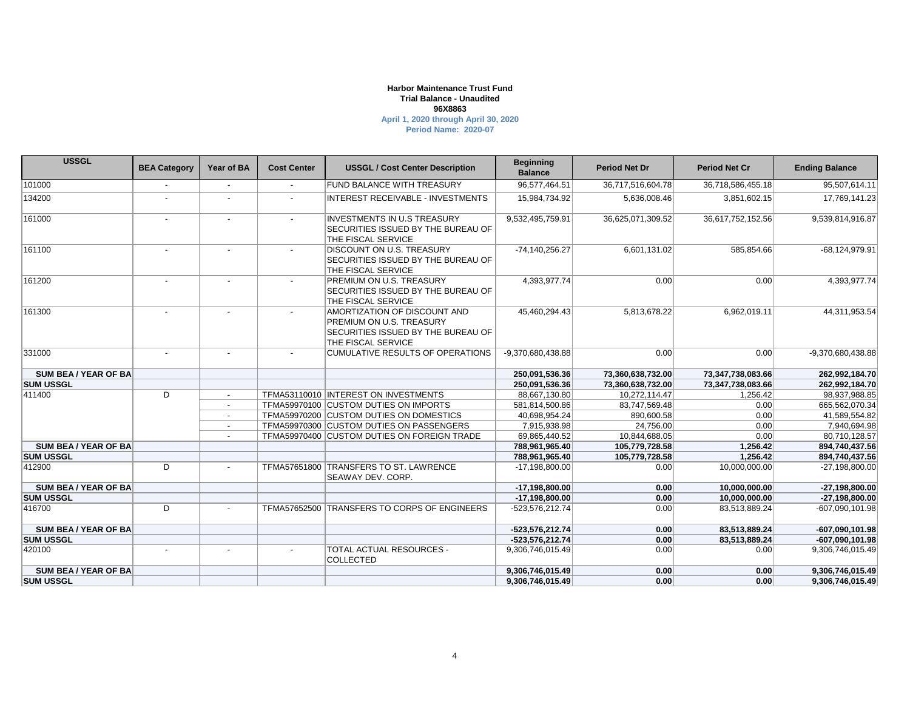**Harbor Maintenance Trust Fund**
**Trial Balance - Unaudited**
**96X8863**
**April 1, 2020 through April 30, 2020**
**Period Name: 2020-07**

| USSGL | BEA Category | Year of BA | Cost Center | USSGL / Cost Center Description | Beginning Balance | Period Net Dr | Period Net Cr | Ending Balance |
|---|---|---|---|---|---|---|---|---|
| 101000 | - | - | - | FUND BALANCE WITH TREASURY | 96,577,464.51 | 36,717,516,604.78 | 36,718,586,455.18 | 95,507,614.11 |
| 134200 | - | - | - | INTEREST RECEIVABLE - INVESTMENTS | 15,984,734.92 | 5,636,008.46 | 3,851,602.15 | 17,769,141.23 |
| 161000 | - | - | - | INVESTMENTS IN U.S TREASURY SECURITIES ISSUED BY THE BUREAU OF THE FISCAL SERVICE | 9,532,495,759.91 | 36,625,071,309.52 | 36,617,752,152.56 | 9,539,814,916.87 |
| 161100 | - | - | - | DISCOUNT ON U.S. TREASURY SECURITIES ISSUED BY THE BUREAU OF THE FISCAL SERVICE | -74,140,256.27 | 6,601,131.02 | 585,854.66 | -68,124,979.91 |
| 161200 | - | - | - | PREMIUM ON U.S. TREASURY SECURITIES ISSUED BY THE BUREAU OF THE FISCAL SERVICE | 4,393,977.74 | 0.00 | 0.00 | 4,393,977.74 |
| 161300 | - | - | - | AMORTIZATION OF DISCOUNT AND PREMIUM ON U.S. TREASURY SECURITIES ISSUED BY THE BUREAU OF THE FISCAL SERVICE | 45,460,294.43 | 5,813,678.22 | 6,962,019.11 | 44,311,953.54 |
| 331000 | - | - | - | CUMULATIVE RESULTS OF OPERATIONS | -9,370,680,438.88 | 0.00 | 0.00 | -9,370,680,438.88 |
| **SUM BEA / YEAR OF BA** | | | | | **250,091,536.36** | **73,360,638,732.00** | **73,347,738,083.66** | **262,992,184.70** |
| **SUM USSGL** | | | | | **250,091,536.36** | **73,360,638,732.00** | **73,347,738,083.66** | **262,992,184.70** |
| 411400 | D | - | TFMA53110010 | INTEREST ON INVESTMENTS | 88,667,130.80 | 10,272,114.47 | 1,256.42 | 98,937,988.85 |
| | | - | TFMA59970100 | CUSTOM DUTIES ON IMPORTS | 581,814,500.86 | 83,747,569.48 | 0.00 | 665,562,070.34 |
| | | - | TFMA59970200 | CUSTOM DUTIES ON DOMESTICS | 40,698,954.24 | 890,600.58 | 0.00 | 41,589,554.82 |
| | | - | TFMA59970300 | CUSTOM DUTIES ON PASSENGERS | 7,915,938.98 | 24,756.00 | 0.00 | 7,940,694.98 |
| | | - | TFMA59970400 | CUSTOM DUTIES ON FOREIGN TRADE | 69,865,440.52 | 10,844,688.05 | 0.00 | 80,710,128.57 |
| **SUM BEA / YEAR OF BA** | | | | | **788,961,965.40** | **105,779,728.58** | **1,256.42** | **894,740,437.56** |
| **SUM USSGL** | | | | | **788,961,965.40** | **105,779,728.58** | **1,256.42** | **894,740,437.56** |
| 412900 | D | - | TFMA57651800 | TRANSFERS TO ST. LAWRENCE SEAWAY DEV. CORP. | -17,198,800.00 | 0.00 | 10,000,000.00 | -27,198,800.00 |
| **SUM BEA / YEAR OF BA** | | | | | **-17,198,800.00** | **0.00** | **10,000,000.00** | **-27,198,800.00** |
| **SUM USSGL** | | | | | **-17,198,800.00** | **0.00** | **10,000,000.00** | **-27,198,800.00** |
| 416700 | D | - | TFMA57652500 | TRANSFERS TO CORPS OF ENGINEERS | -523,576,212.74 | 0.00 | 83,513,889.24 | -607,090,101.98 |
| **SUM BEA / YEAR OF BA** | | | | | **-523,576,212.74** | **0.00** | **83,513,889.24** | **-607,090,101.98** |
| **SUM USSGL** | | | | | **-523,576,212.74** | **0.00** | **83,513,889.24** | **-607,090,101.98** |
| 420100 | - | - | - | TOTAL ACTUAL RESOURCES - COLLECTED | 9,306,746,015.49 | 0.00 | 0.00 | 9,306,746,015.49 |
| **SUM BEA / YEAR OF BA** | | | | | **9,306,746,015.49** | **0.00** | **0.00** | **9,306,746,015.49** |
| **SUM USSGL** | | | | | **9,306,746,015.49** | **0.00** | **0.00** | **9,306,746,015.49** |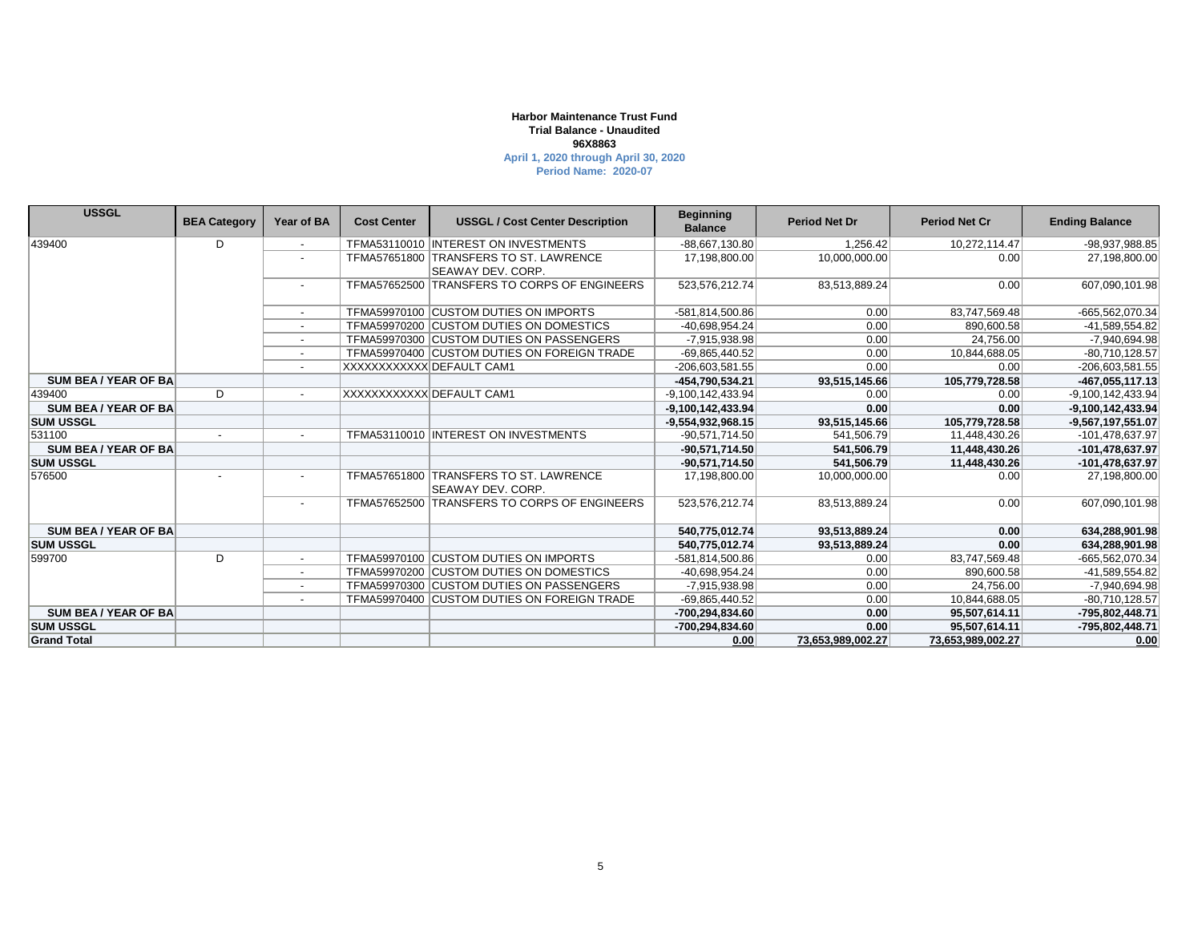**Harbor Maintenance Trust Fund**
**Trial Balance - Unaudited**
**96X8863**
**April 1, 2020 through April 30, 2020**
**Period Name: 2020-07**

| USSGL | BEA Category | Year of BA | Cost Center | USSGL / Cost Center Description | Beginning Balance | Period Net Dr | Period Net Cr | Ending Balance |
|---|---|---|---|---|---|---|---|---|
| 439400 | D | - | TFMA53110010 | INTEREST ON INVESTMENTS | -88,667,130.80 | 1,256.42 | 10,272,114.47 | -98,937,988.85 |
| | | - | TFMA57651800 | TRANSFERS TO ST. LAWRENCE SEAWAY DEV. CORP. | 17,198,800.00 | 10,000,000.00 | 0.00 | 27,198,800.00 |
| | | - | TFMA57652500 | TRANSFERS TO CORPS OF ENGINEERS | 523,576,212.74 | 83,513,889.24 | 0.00 | 607,090,101.98 |
| | | - | TFMA59970100 | CUSTOM DUTIES ON IMPORTS | -581,814,500.86 | 0.00 | 83,747,569.48 | -665,562,070.34 |
| | | - | TFMA59970200 | CUSTOM DUTIES ON DOMESTICS | -40,698,954.24 | 0.00 | 890,600.58 | -41,589,554.82 |
| | | - | TFMA59970300 | CUSTOM DUTIES ON PASSENGERS | -7,915,938.98 | 0.00 | 24,756.00 | -7,940,694.98 |
| | | - | TFMA59970400 | CUSTOM DUTIES ON FOREIGN TRADE | -69,865,440.52 | 0.00 | 10,844,688.05 | -80,710,128.57 |
| | | - | XXXXXXXXXXXX | DEFAULT CAM1 | -206,603,581.55 | 0.00 | 0.00 | -206,603,581.55 |
| **SUM BEA / YEAR OF BA** | | | | | **-454,790,534.21** | **93,515,145.66** | **105,779,728.58** | **-467,055,117.13** |
| 439400 | D | - | XXXXXXXXXXXX | DEFAULT CAM1 | -9,100,142,433.94 | 0.00 | 0.00 | -9,100,142,433.94 |
| **SUM BEA / YEAR OF BA** | | | | | **-9,100,142,433.94** | **0.00** | **0.00** | **-9,100,142,433.94** |
| **SUM USSGL** | | | | | **-9,554,932,968.15** | **93,515,145.66** | **105,779,728.58** | **-9,567,197,551.07** |
| 531100 | - | - | TFMA53110010 | INTEREST ON INVESTMENTS | -90,571,714.50 | 541,506.79 | 11,448,430.26 | -101,478,637.97 |
| **SUM BEA / YEAR OF BA** | | | | | **-90,571,714.50** | **541,506.79** | **11,448,430.26** | **-101,478,637.97** |
| **SUM USSGL** | | | | | **-90,571,714.50** | **541,506.79** | **11,448,430.26** | **-101,478,637.97** |
| 576500 | - | - | TFMA57651800 | TRANSFERS TO ST. LAWRENCE SEAWAY DEV. CORP. | 17,198,800.00 | 10,000,000.00 | 0.00 | 27,198,800.00 |
| | | - | TFMA57652500 | TRANSFERS TO CORPS OF ENGINEERS | 523,576,212.74 | 83,513,889.24 | 0.00 | 607,090,101.98 |
| **SUM BEA / YEAR OF BA** | | | | | **540,775,012.74** | **93,513,889.24** | **0.00** | **634,288,901.98** |
| **SUM USSGL** | | | | | **540,775,012.74** | **93,513,889.24** | **0.00** | **634,288,901.98** |
| 599700 | D | - | TFMA59970100 | CUSTOM DUTIES ON IMPORTS | -581,814,500.86 | 0.00 | 83,747,569.48 | -665,562,070.34 |
| | | - | TFMA59970200 | CUSTOM DUTIES ON DOMESTICS | -40,698,954.24 | 0.00 | 890,600.58 | -41,589,554.82 |
| | | - | TFMA59970300 | CUSTOM DUTIES ON PASSENGERS | -7,915,938.98 | 0.00 | 24,756.00 | -7,940,694.98 |
| | | - | TFMA59970400 | CUSTOM DUTIES ON FOREIGN TRADE | -69,865,440.52 | 0.00 | 10,844,688.05 | -80,710,128.57 |
| **SUM BEA / YEAR OF BA** | | | | | **-700,294,834.60** | **0.00** | **95,507,614.11** | **-795,802,448.71** |
| **SUM USSGL** | | | | | **-700,294,834.60** | **0.00** | **95,507,614.11** | **-795,802,448.71** |
| **Grand Total** | | | | | **0.00** | **73,653,989,002.27** | **73,653,989,002.27** | **0.00** |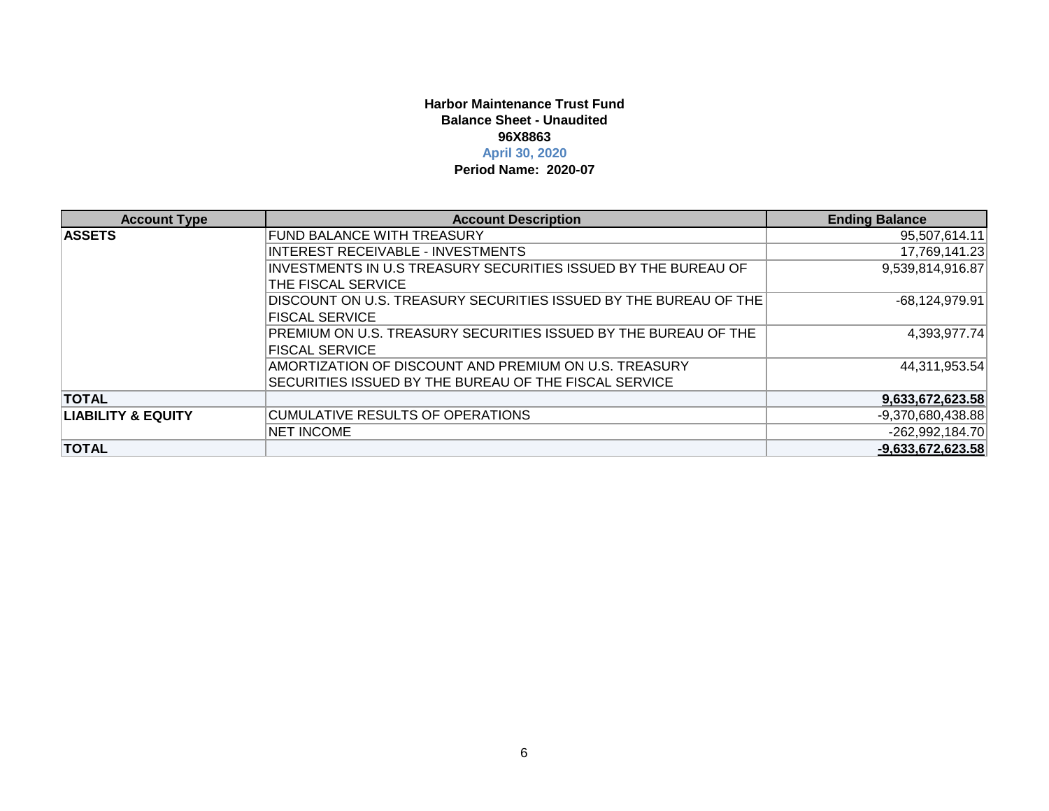**Harbor Maintenance Trust Fund**
**Balance Sheet - Unaudited**
**96X8863**
**April 30, 2020**
**Period Name: 2020-07**

| Account Type | Account Description | Ending Balance |
|---|---|---|
| **ASSETS** | FUND BALANCE WITH TREASURY | 95,507,614.11 |
| | INTEREST RECEIVABLE - INVESTMENTS | 17,769,141.23 |
| | INVESTMENTS IN U.S TREASURY SECURITIES ISSUED BY THE BUREAU OF THE FISCAL SERVICE | 9,539,814,916.87 |
| | DISCOUNT ON U.S. TREASURY SECURITIES ISSUED BY THE BUREAU OF THE FISCAL SERVICE | -68,124,979.91 |
| | PREMIUM ON U.S. TREASURY SECURITIES ISSUED BY THE BUREAU OF THE FISCAL SERVICE | 4,393,977.74 |
| | AMORTIZATION OF DISCOUNT AND PREMIUM ON U.S. TREASURY SECURITIES ISSUED BY THE BUREAU OF THE FISCAL SERVICE | 44,311,953.54 |
| **TOTAL** | | **9,633,672,623.58** |
| **LIABILITY & EQUITY** | CUMULATIVE RESULTS OF OPERATIONS | -9,370,680,438.88 |
| | NET INCOME | -262,992,184.70 |
| **TOTAL** | | **-9,633,672,623.58** |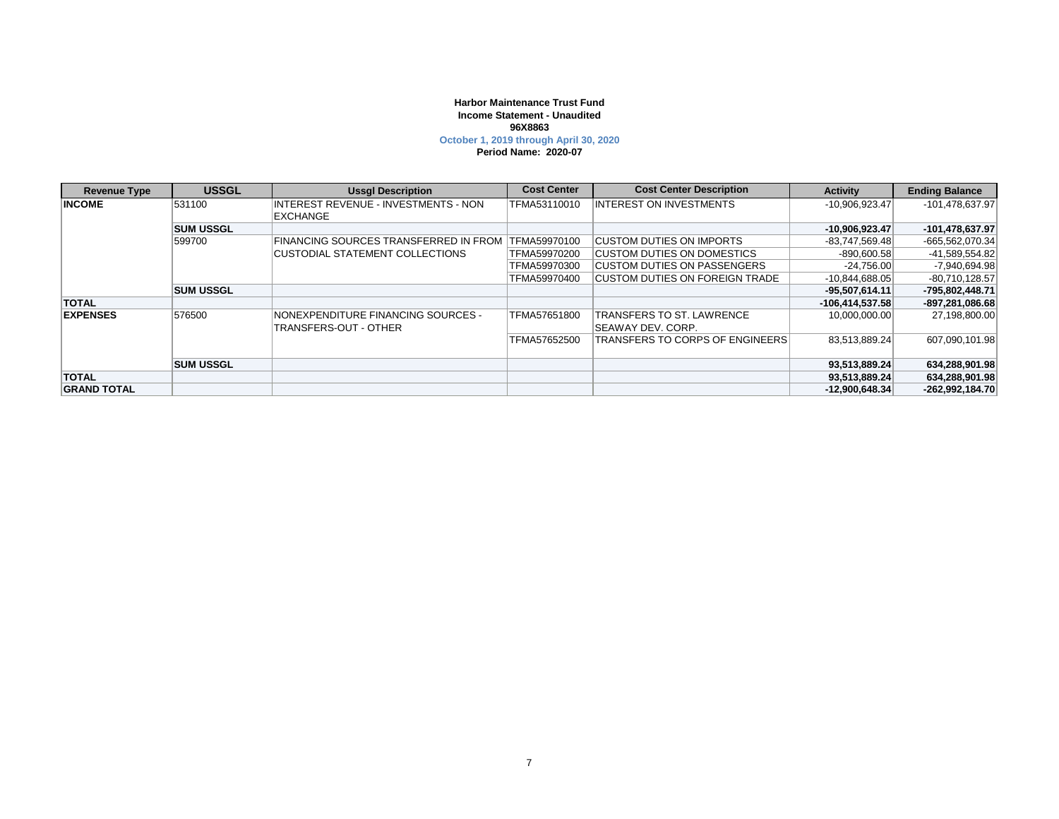**Harbor Maintenance Trust Fund**
**Income Statement - Unaudited**
**96X8863**
**October 1, 2019 through April 30, 2020**
**Period Name: 2020-07**

| Revenue Type | USSGL | Ussgl Description | Cost Center | Cost Center Description | Activity | Ending Balance |
|---|---|---|---|---|---|---|
| **INCOME** | 531100 | INTEREST REVENUE - INVESTMENTS - NON EXCHANGE | TFMA53110010 | INTEREST ON INVESTMENTS | -10,906,923.47 | -101,478,637.97 |
| | **SUM USSGL** | | | | **-10,906,923.47** | **-101,478,637.97** |
| | 599700 | FINANCING SOURCES TRANSFERRED IN FROM CUSTODIAL STATEMENT COLLECTIONS | TFMA59970100 | CUSTOM DUTIES ON IMPORTS | -83,747,569.48 | -665,562,070.34 |
| | | | TFMA59970200 | CUSTOM DUTIES ON DOMESTICS | -890,600.58 | -41,589,554.82 |
| | | | TFMA59970300 | CUSTOM DUTIES ON PASSENGERS | -24,756.00 | -7,940,694.98 |
| | | | TFMA59970400 | CUSTOM DUTIES ON FOREIGN TRADE | -10,844,688.05 | -80,710,128.57 |
| | **SUM USSGL** | | | | **-95,507,614.11** | **-795,802,448.71** |
| **TOTAL** | | | | | **-106,414,537.58** | **-897,281,086.68** |
| **EXPENSES** | 576500 | NONEXPENDITURE FINANCING SOURCES - TRANSFERS-OUT - OTHER | TFMA57651800 | TRANSFERS TO ST. LAWRENCE SEAWAY DEV. CORP. | 10,000,000.00 | 27,198,800.00 |
| | | | TFMA57652500 | TRANSFERS TO CORPS OF ENGINEERS | 83,513,889.24 | 607,090,101.98 |
| | **SUM USSGL** | | | | **93,513,889.24** | **634,288,901.98** |
| **TOTAL** | | | | | **93,513,889.24** | **634,288,901.98** |
| **GRAND TOTAL** | | | | | **-12,900,648.34** | **-262,992,184.70** |